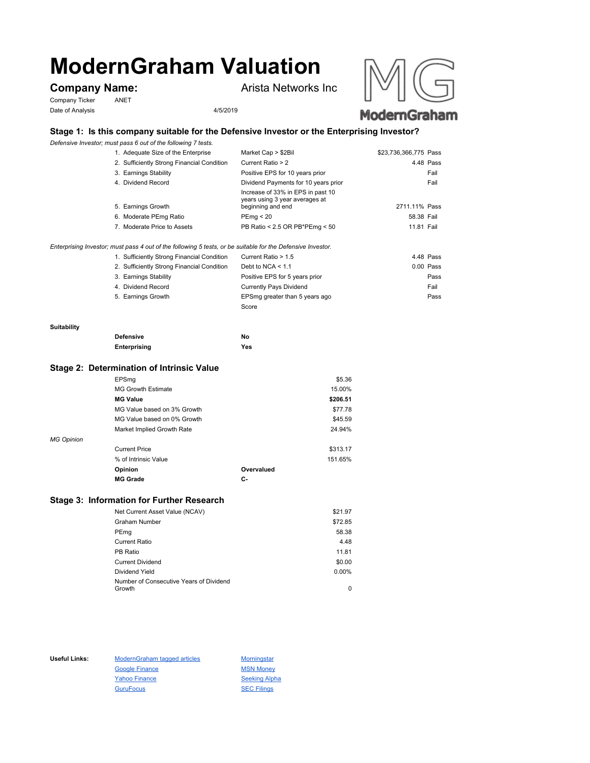# ModernGraham Valuation

**Company Name:** Arista Networks Inc

Company Ticker ANET

Date of Analysis 4/5/2019

## Stage 1: Is this company suitable for the Defensive Investor or the Enterprising Investor?

*Defensive Investor; must pass 6 out of the following 7 tests.*

| Test | Criterion | Value | Result |
|---|---|---|---|
| 1. Adequate Size of the Enterprise | Market Cap > $2Bil | $23,736,366,775 | Pass |
| 2. Sufficiently Strong Financial Condition | Current Ratio > 2 | 4.48 | Pass |
| 3. Earnings Stability | Positive EPS for 10 years prior | | Fail |
| 4. Dividend Record | Dividend Payments for 10 years prior | | Fail |
| 5. Earnings Growth | Increase of 33% in EPS in past 10 years using 3 year averages at beginning and end | 2711.11% | Pass |
| 6. Moderate PEmg Ratio | PEmg < 20 | 58.38 | Fail |
| 7. Moderate Price to Assets | PB Ratio < 2.5 OR PB*PEmg < 50 | 11.81 | Fail |

*Enterprising Investor; must pass 4 out of the following 5 tests, or be suitable for the Defensive Investor.*

| Test | Criterion | Value | Result |
|---|---|---|---|
| 1. Sufficiently Strong Financial Condition | Current Ratio > 1.5 | 4.48 | Pass |
| 2. Sufficiently Strong Financial Condition | Debt to NCA < 1.1 | 0.00 | Pass |
| 3. Earnings Stability | Positive EPS for 5 years prior | | Pass |
| 4. Dividend Record | Currently Pays Dividend | | Fail |
| 5. Earnings Growth | EPSmg greater than 5 years ago | | Pass |
| | Score | | |

**Suitability**

| | |
|---|---|
| **Defensive** | No |
| **Enterprising** | Yes |

## Stage 2: Determination of Intrinsic Value

| | |
|---|---|
| EPSmg | $5.36 |
| MG Growth Estimate | 15.00% |
| **MG Value** | **$206.51** |
| MG Value based on 3% Growth | $77.78 |
| MG Value based on 0% Growth | $45.59 |
| Market Implied Growth Rate | 24.94% |

*MG Opinion*

| | |
|---|---|
| Current Price | $313.17 |
| % of Intrinsic Value | 151.65% |
| **Opinion** | **Overvalued** |
| **MG Grade** | **C-** |

## Stage 3: Information for Further Research

| | |
|---|---|
| Net Current Asset Value (NCAV) | $21.97 |
| Graham Number | $72.85 |
| PEmg | 58.38 |
| Current Ratio | 4.48 |
| PB Ratio | 11.81 |
| Current Dividend | $0.00 |
| Dividend Yield | 0.00% |
| Number of Consecutive Years of Dividend Growth | 0 |

**Useful Links:**

- ModernGraham tagged articles
- Google Finance
- Yahoo Finance
- GuruFocus
- Morningstar
- MSN Money
- Seeking Alpha
- SEC Filings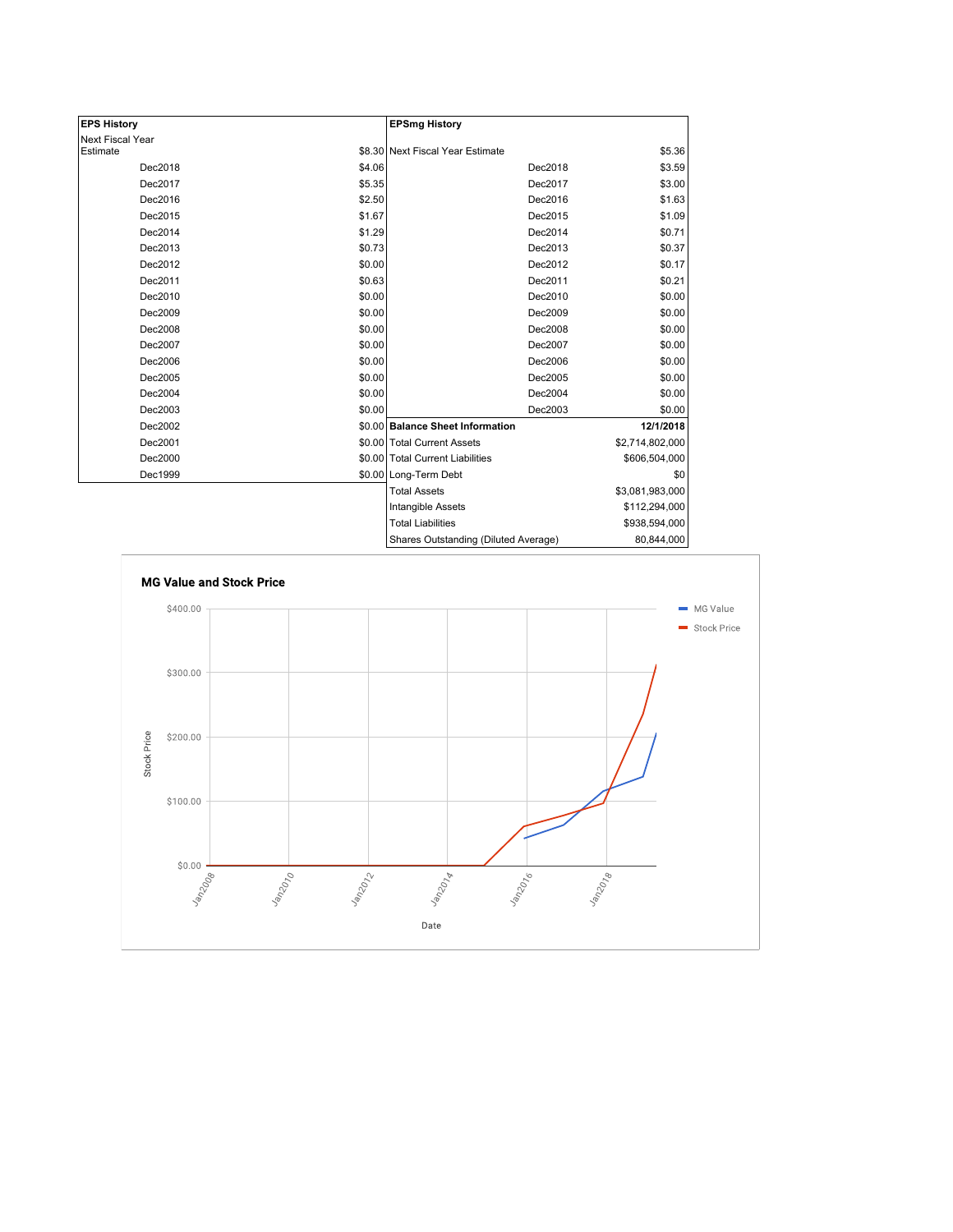| EPS History | |
|---|---|
| Next Fiscal Year Estimate | $8.30 |
| Dec2018 | $4.06 |
| Dec2017 | $5.35 |
| Dec2016 | $2.50 |
| Dec2015 | $1.67 |
| Dec2014 | $1.29 |
| Dec2013 | $0.73 |
| Dec2012 | $0.00 |
| Dec2011 | $0.63 |
| Dec2010 | $0.00 |
| Dec2009 | $0.00 |
| Dec2008 | $0.00 |
| Dec2007 | $0.00 |
| Dec2006 | $0.00 |
| Dec2005 | $0.00 |
| Dec2004 | $0.00 |
| Dec2003 | $0.00 |
| Dec2002 | $0.00 |
| Dec2001 | $0.00 |
| Dec2000 | $0.00 |
| Dec1999 | $0.00 |

| EPSmg History | |
|---|---|
| Next Fiscal Year Estimate | $5.36 |
| Dec2018 | $3.59 |
| Dec2017 | $3.00 |
| Dec2016 | $1.63 |
| Dec2015 | $1.09 |
| Dec2014 | $0.71 |
| Dec2013 | $0.37 |
| Dec2012 | $0.17 |
| Dec2011 | $0.21 |
| Dec2010 | $0.00 |
| Dec2009 | $0.00 |
| Dec2008 | $0.00 |
| Dec2007 | $0.00 |
| Dec2006 | $0.00 |
| Dec2005 | $0.00 |
| Dec2004 | $0.00 |
| Dec2003 | $0.00 |

| Balance Sheet Information | 12/1/2018 |
|---|---|
| Total Current Assets | $2,714,802,000 |
| Total Current Liabilities | $606,504,000 |
| Long-Term Debt | $0 |
| Total Assets | $3,081,983,000 |
| Intangible Assets | $112,294,000 |
| Total Liabilities | $938,594,000 |
| Shares Outstanding (Diluted Average) | 80,844,000 |

**MG Value and Stock Price**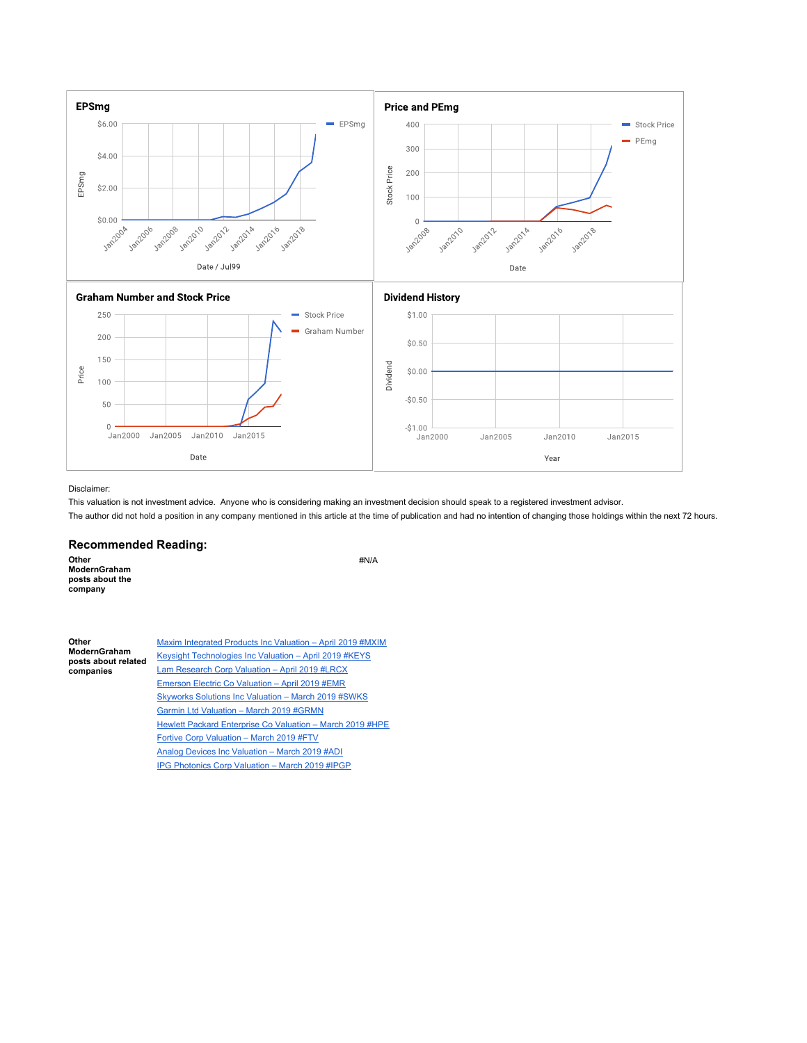**EPSmg**

$6.00
$4.00
$2.00
$0.00

EPSmg

Jan2004 Jan2006 Jan2008 Jan2010 Jan2012 Jan2014 Jan2016 Jan2018

Date / Jul99

EPSmg

**Price and PEmg**

400
300
200
100
0

Stock Price

Jan2008 Jan2010 Jan2012 Jan2014 Jan2016 Jan2018

Date

Stock Price
PEmg

**Graham Number and Stock Price**

250
200
150
100
50
0

Price

Jan2000 Jan2005 Jan2010 Jan2015

Date

Stock Price
Graham Number

**Dividend History**

$1.00
$0.50
$0.00
-$0.50
-$1.00

Dividend

Jan2000 Jan2005 Jan2010 Jan2015

Year

Disclaimer:

This valuation is not investment advice. Anyone who is considering making an investment decision should speak to a registered investment advisor.

The author did not hold a position in any company mentioned in this article at the time of publication and had no intention of changing those holdings within the next 72 hours.

## Recommended Reading:

| | |
|---|---|
| **Other ModernGraham posts about the company** | #N/A |
| **Other ModernGraham posts about related companies** | Maxim Integrated Products Inc Valuation – April 2019 #MXIM<br>Keysight Technologies Inc Valuation – April 2019 #KEYS<br>Lam Research Corp Valuation – April 2019 #LRCX<br>Emerson Electric Co Valuation – April 2019 #EMR<br>Skyworks Solutions Inc Valuation – March 2019 #SWKS<br>Garmin Ltd Valuation – March 2019 #GRMN<br>Hewlett Packard Enterprise Co Valuation – March 2019 #HPE<br>Fortive Corp Valuation – March 2019 #FTV<br>Analog Devices Inc Valuation – March 2019 #ADI<br>IPG Photonics Corp Valuation – March 2019 #IPGP |